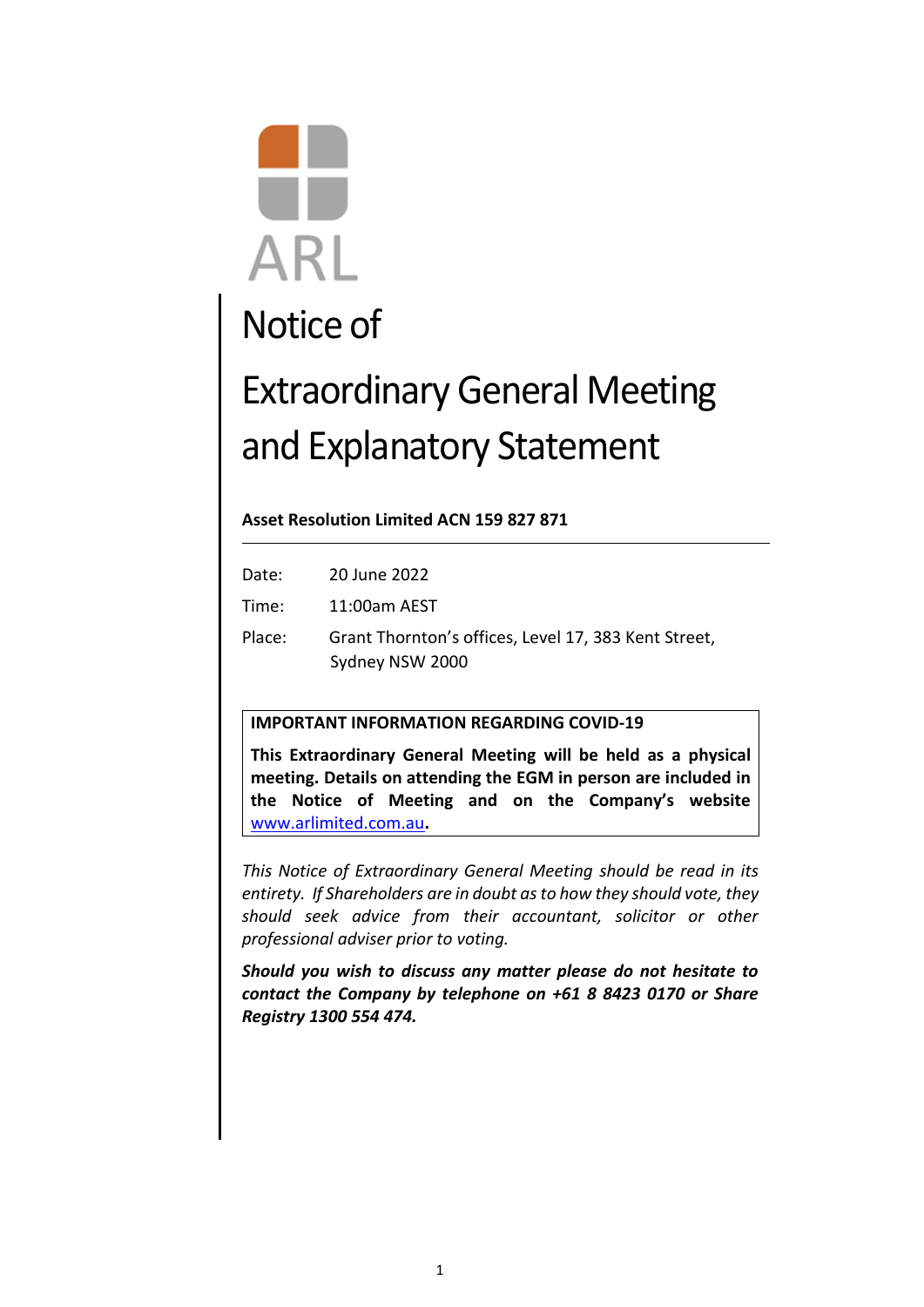ARL

# Notice of Extraordinary General Meeting and Explanatory Statement

**Asset Resolution Limited ACN 159 827 871**

---

| | |
|---|---|
| Date: | 20 June 2022 |
| Time: | 11:00am AEST |
| Place: | Grant Thornton's offices, Level 17, 383 Kent Street, Sydney NSW 2000 |

> **IMPORTANT INFORMATION REGARDING COVID-19**
>
> **This Extraordinary General Meeting will be held as a physical meeting. Details on attending the EGM in person are included in the Notice of Meeting and on the Company's website [www.arlimited.com.au](http://www.arlimited.com.au).**

*This Notice of Extraordinary General Meeting should be read in its entirety. If Shareholders are in doubt as to how they should vote, they should seek advice from their accountant, solicitor or other professional adviser prior to voting.*

***Should you wish to discuss any matter please do not hesitate to contact the Company by telephone on +61 8 8423 0170 or Share Registry 1300 554 474.***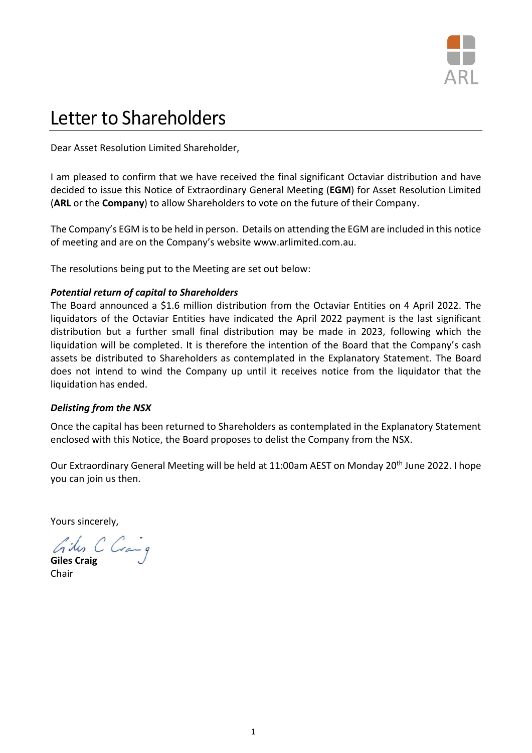# Letter to Shareholders

Dear Asset Resolution Limited Shareholder,

I am pleased to confirm that we have received the final significant Octaviar distribution and have decided to issue this Notice of Extraordinary General Meeting (**EGM**) for Asset Resolution Limited (**ARL** or the **Company**) to allow Shareholders to vote on the future of their Company.

The Company's EGM is to be held in person. Details on attending the EGM are included in this notice of meeting and are on the Company's website www.arlimited.com.au.

The resolutions being put to the Meeting are set out below:

***Potential return of capital to Shareholders***

The Board announced a $1.6 million distribution from the Octaviar Entities on 4 April 2022. The liquidators of the Octaviar Entities have indicated the April 2022 payment is the last significant distribution but a further small final distribution may be made in 2023, following which the liquidation will be completed. It is therefore the intention of the Board that the Company's cash assets be distributed to Shareholders as contemplated in the Explanatory Statement. The Board does not intend to wind the Company up until it receives notice from the liquidator that the liquidation has ended.

***Delisting from the NSX***

Once the capital has been returned to Shareholders as contemplated in the Explanatory Statement enclosed with this Notice, the Board proposes to delist the Company from the NSX.

Our Extraordinary General Meeting will be held at 11:00am AEST on Monday 20th June 2022. I hope you can join us then.

Yours sincerely,

**Giles Craig**
Chair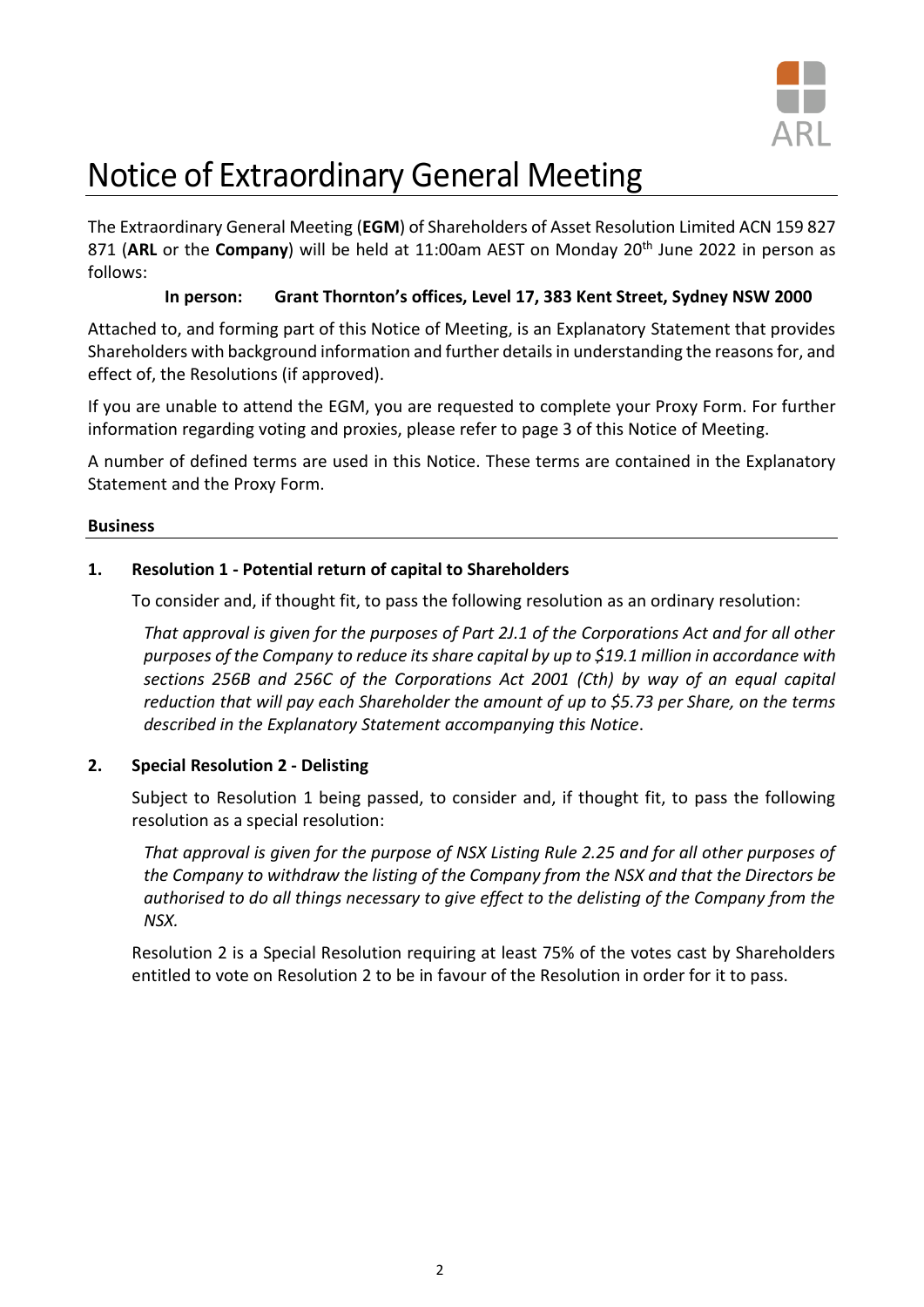# Notice of Extraordinary General Meeting

The Extraordinary General Meeting (**EGM**) of Shareholders of Asset Resolution Limited ACN 159 827 871 (**ARL** or the **Company**) will be held at 11:00am AEST on Monday 20th June 2022 in person as follows:

**In person: Grant Thornton's offices, Level 17, 383 Kent Street, Sydney NSW 2000**

Attached to, and forming part of this Notice of Meeting, is an Explanatory Statement that provides Shareholders with background information and further details in understanding the reasons for, and effect of, the Resolutions (if approved).

If you are unable to attend the EGM, you are requested to complete your Proxy Form. For further information regarding voting and proxies, please refer to page 3 of this Notice of Meeting.

A number of defined terms are used in this Notice. These terms are contained in the Explanatory Statement and the Proxy Form.

## Business

### 1. Resolution 1 - Potential return of capital to Shareholders

To consider and, if thought fit, to pass the following resolution as an ordinary resolution:

*That approval is given for the purposes of Part 2J.1 of the Corporations Act and for all other purposes of the Company to reduce its share capital by up to $19.1 million in accordance with sections 256B and 256C of the Corporations Act 2001 (Cth) by way of an equal capital reduction that will pay each Shareholder the amount of up to $5.73 per Share, on the terms described in the Explanatory Statement accompanying this Notice*.

### 2. Special Resolution 2 - Delisting

Subject to Resolution 1 being passed, to consider and, if thought fit, to pass the following resolution as a special resolution:

*That approval is given for the purpose of NSX Listing Rule 2.25 and for all other purposes of the Company to withdraw the listing of the Company from the NSX and that the Directors be authorised to do all things necessary to give effect to the delisting of the Company from the NSX.*

Resolution 2 is a Special Resolution requiring at least 75% of the votes cast by Shareholders entitled to vote on Resolution 2 to be in favour of the Resolution in order for it to pass.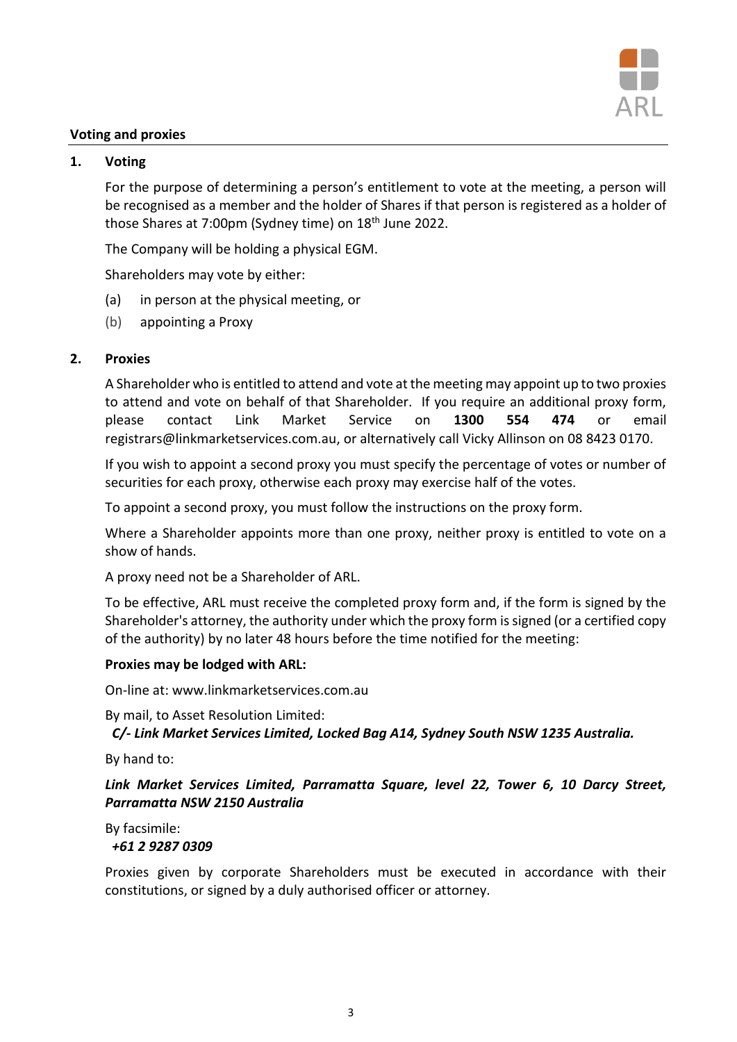**Voting and proxies**

**1. Voting**

For the purpose of determining a person's entitlement to vote at the meeting, a person will be recognised as a member and the holder of Shares if that person is registered as a holder of those Shares at 7:00pm (Sydney time) on 18th June 2022.

The Company will be holding a physical EGM.

Shareholders may vote by either:

(a) in person at the physical meeting, or

(b) appointing a Proxy

**2. Proxies**

A Shareholder who is entitled to attend and vote at the meeting may appoint up to two proxies to attend and vote on behalf of that Shareholder. If you require an additional proxy form, please contact Link Market Service on **1300 554 474** or email registrars@linkmarketservices.com.au, or alternatively call Vicky Allinson on 08 8423 0170.

If you wish to appoint a second proxy you must specify the percentage of votes or number of securities for each proxy, otherwise each proxy may exercise half of the votes.

To appoint a second proxy, you must follow the instructions on the proxy form.

Where a Shareholder appoints more than one proxy, neither proxy is entitled to vote on a show of hands.

A proxy need not be a Shareholder of ARL.

To be effective, ARL must receive the completed proxy form and, if the form is signed by the Shareholder's attorney, the authority under which the proxy form is signed (or a certified copy of the authority) by no later 48 hours before the time notified for the meeting:

**Proxies may be lodged with ARL:**

On-line at: www.linkmarketservices.com.au

By mail, to Asset Resolution Limited:
***C/- Link Market Services Limited, Locked Bag A14, Sydney South NSW 1235 Australia.***

By hand to:

***Link Market Services Limited, Parramatta Square, level 22, Tower 6, 10 Darcy Street, Parramatta NSW 2150 Australia***

By facsimile:
***+61 2 9287 0309***

Proxies given by corporate Shareholders must be executed in accordance with their constitutions, or signed by a duly authorised officer or attorney.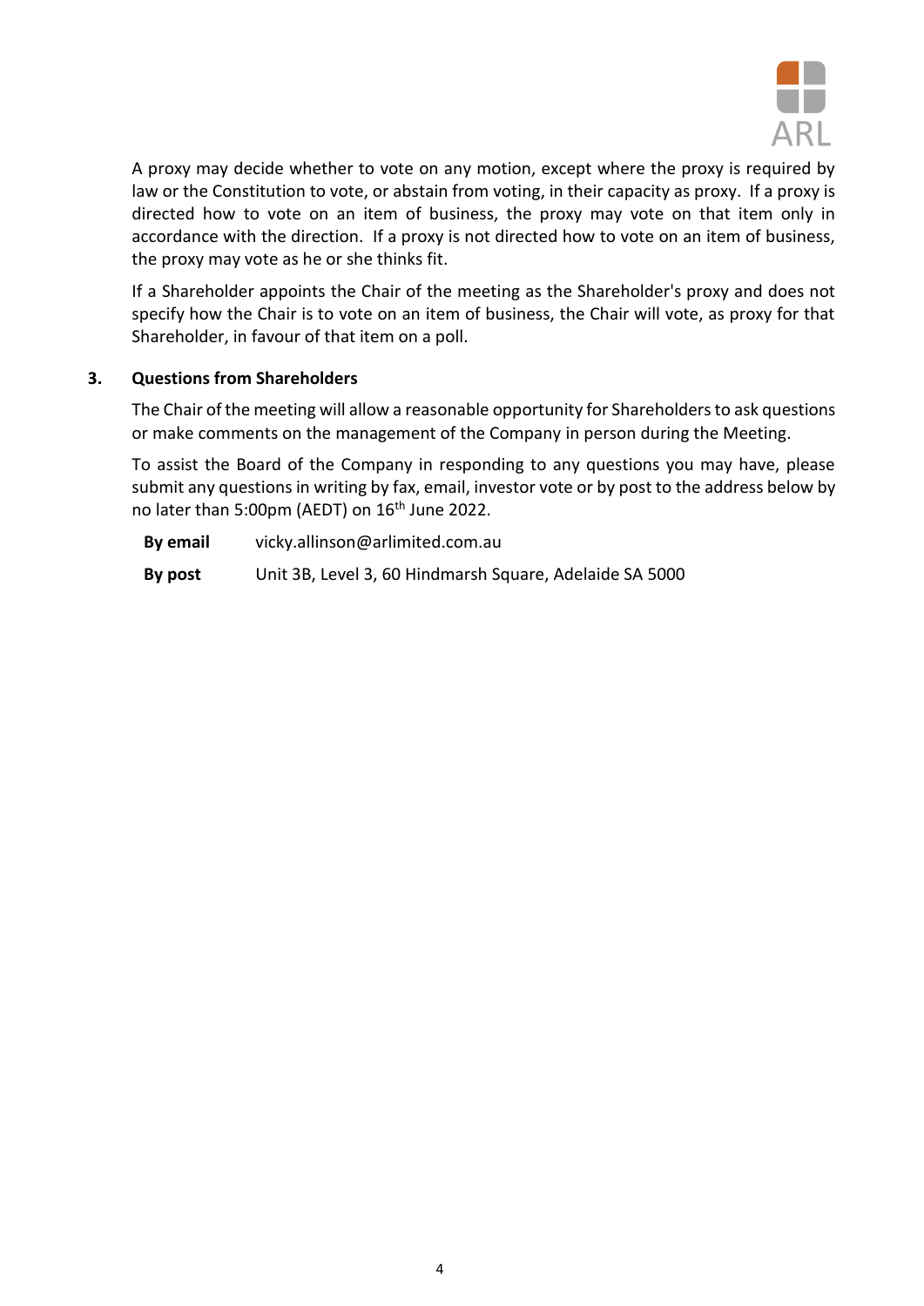A proxy may decide whether to vote on any motion, except where the proxy is required by law or the Constitution to vote, or abstain from voting, in their capacity as proxy. If a proxy is directed how to vote on an item of business, the proxy may vote on that item only in accordance with the direction. If a proxy is not directed how to vote on an item of business, the proxy may vote as he or she thinks fit.

If a Shareholder appoints the Chair of the meeting as the Shareholder's proxy and does not specify how the Chair is to vote on an item of business, the Chair will vote, as proxy for that Shareholder, in favour of that item on a poll.

### 3. Questions from Shareholders

The Chair of the meeting will allow a reasonable opportunity for Shareholders to ask questions or make comments on the management of the Company in person during the Meeting.

To assist the Board of the Company in responding to any questions you may have, please submit any questions in writing by fax, email, investor vote or by post to the address below by no later than 5:00pm (AEDT) on 16th June 2022.

**By email** vicky.allinson@arlimited.com.au

**By post** Unit 3B, Level 3, 60 Hindmarsh Square, Adelaide SA 5000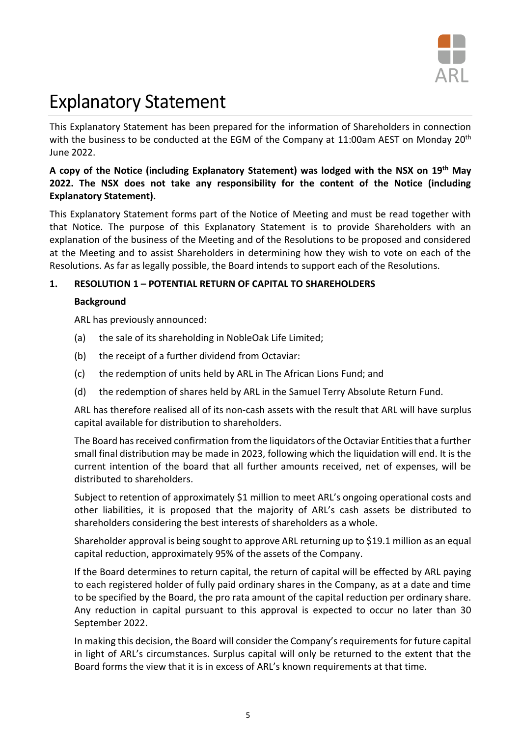# Explanatory Statement

This Explanatory Statement has been prepared for the information of Shareholders in connection with the business to be conducted at the EGM of the Company at 11:00am AEST on Monday 20th June 2022.

**A copy of the Notice (including Explanatory Statement) was lodged with the NSX on 19th May 2022. The NSX does not take any responsibility for the content of the Notice (including Explanatory Statement).**

This Explanatory Statement forms part of the Notice of Meeting and must be read together with that Notice. The purpose of this Explanatory Statement is to provide Shareholders with an explanation of the business of the Meeting and of the Resolutions to be proposed and considered at the Meeting and to assist Shareholders in determining how they wish to vote on each of the Resolutions. As far as legally possible, the Board intends to support each of the Resolutions.

## 1. RESOLUTION 1 – POTENTIAL RETURN OF CAPITAL TO SHAREHOLDERS

**Background**

ARL has previously announced:

(a) the sale of its shareholding in NobleOak Life Limited;

(b) the receipt of a further dividend from Octaviar:

(c) the redemption of units held by ARL in The African Lions Fund; and

(d) the redemption of shares held by ARL in the Samuel Terry Absolute Return Fund.

ARL has therefore realised all of its non-cash assets with the result that ARL will have surplus capital available for distribution to shareholders.

The Board has received confirmation from the liquidators of the Octaviar Entities that a further small final distribution may be made in 2023, following which the liquidation will end. It is the current intention of the board that all further amounts received, net of expenses, will be distributed to shareholders.

Subject to retention of approximately $1 million to meet ARL's ongoing operational costs and other liabilities, it is proposed that the majority of ARL's cash assets be distributed to shareholders considering the best interests of shareholders as a whole.

Shareholder approval is being sought to approve ARL returning up to $19.1 million as an equal capital reduction, approximately 95% of the assets of the Company.

If the Board determines to return capital, the return of capital will be effected by ARL paying to each registered holder of fully paid ordinary shares in the Company, as at a date and time to be specified by the Board, the pro rata amount of the capital reduction per ordinary share. Any reduction in capital pursuant to this approval is expected to occur no later than 30 September 2022.

In making this decision, the Board will consider the Company's requirements for future capital in light of ARL's circumstances. Surplus capital will only be returned to the extent that the Board forms the view that it is in excess of ARL's known requirements at that time.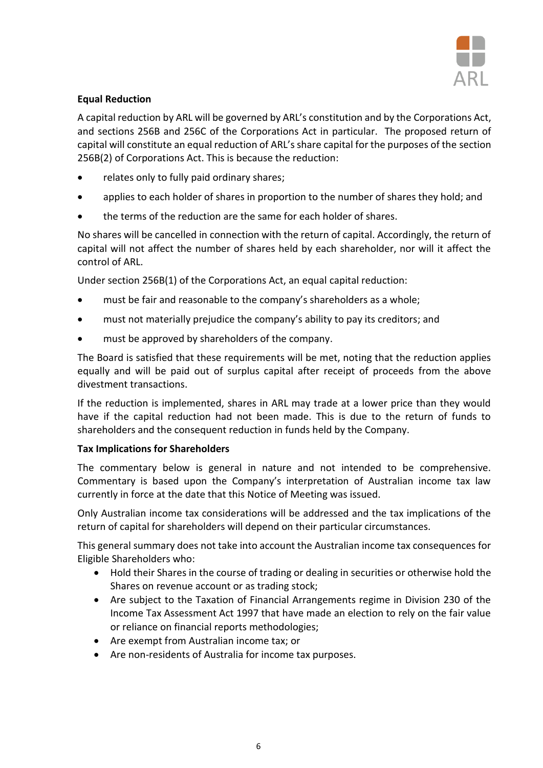**Equal Reduction**

A capital reduction by ARL will be governed by ARL's constitution and by the Corporations Act, and sections 256B and 256C of the Corporations Act in particular. The proposed return of capital will constitute an equal reduction of ARL's share capital for the purposes of the section 256B(2) of Corporations Act. This is because the reduction:

- relates only to fully paid ordinary shares;
- applies to each holder of shares in proportion to the number of shares they hold; and
- the terms of the reduction are the same for each holder of shares.

No shares will be cancelled in connection with the return of capital. Accordingly, the return of capital will not affect the number of shares held by each shareholder, nor will it affect the control of ARL.

Under section 256B(1) of the Corporations Act, an equal capital reduction:

- must be fair and reasonable to the company's shareholders as a whole;
- must not materially prejudice the company's ability to pay its creditors; and
- must be approved by shareholders of the company.

The Board is satisfied that these requirements will be met, noting that the reduction applies equally and will be paid out of surplus capital after receipt of proceeds from the above divestment transactions.

If the reduction is implemented, shares in ARL may trade at a lower price than they would have if the capital reduction had not been made. This is due to the return of funds to shareholders and the consequent reduction in funds held by the Company.

**Tax Implications for Shareholders**

The commentary below is general in nature and not intended to be comprehensive. Commentary is based upon the Company's interpretation of Australian income tax law currently in force at the date that this Notice of Meeting was issued.

Only Australian income tax considerations will be addressed and the tax implications of the return of capital for shareholders will depend on their particular circumstances.

This general summary does not take into account the Australian income tax consequences for Eligible Shareholders who:

- Hold their Shares in the course of trading or dealing in securities or otherwise hold the Shares on revenue account or as trading stock;
- Are subject to the Taxation of Financial Arrangements regime in Division 230 of the Income Tax Assessment Act 1997 that have made an election to rely on the fair value or reliance on financial reports methodologies;
- Are exempt from Australian income tax; or
- Are non-residents of Australia for income tax purposes.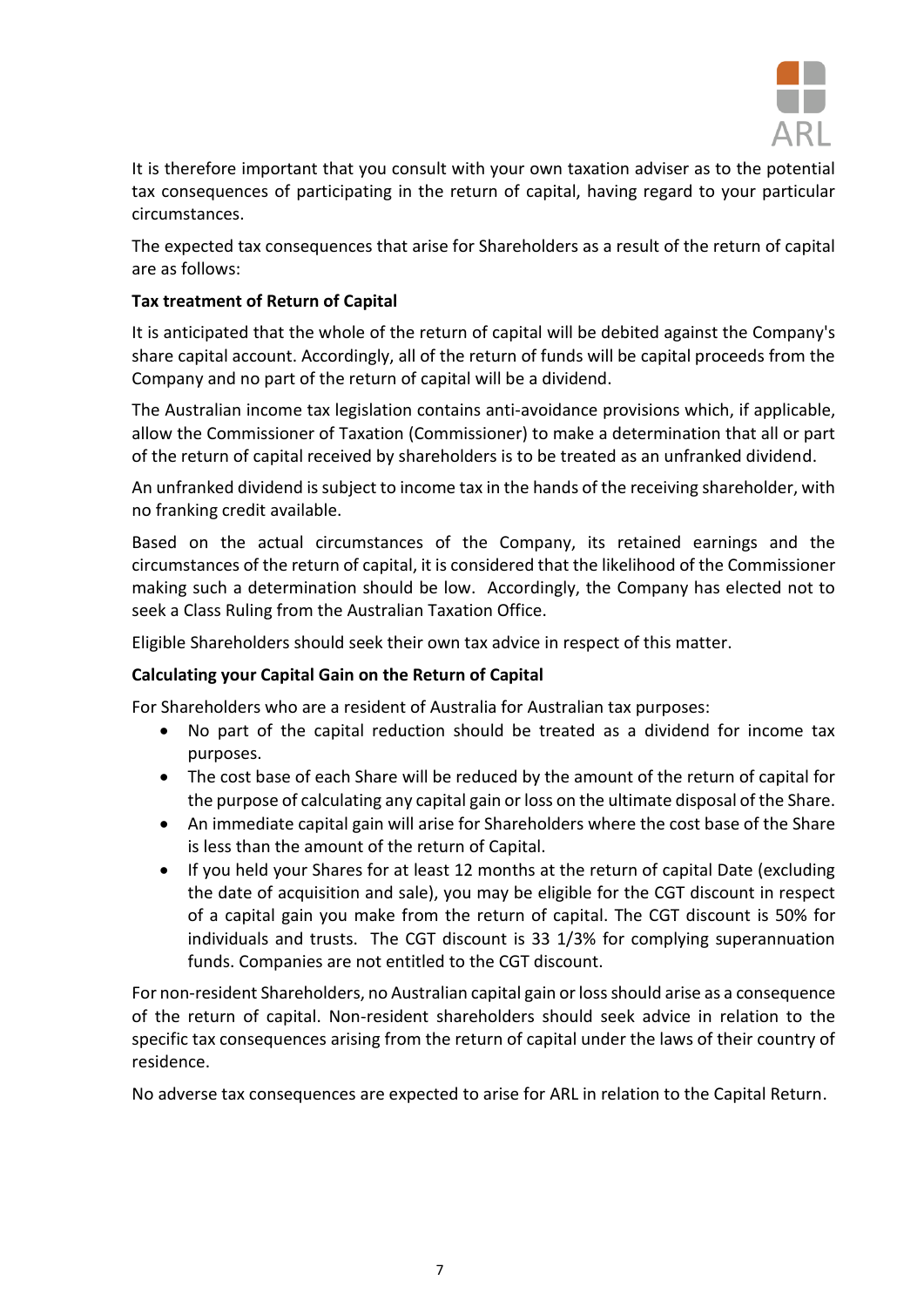It is therefore important that you consult with your own taxation adviser as to the potential tax consequences of participating in the return of capital, having regard to your particular circumstances.

The expected tax consequences that arise for Shareholders as a result of the return of capital are as follows:

**Tax treatment of Return of Capital**

It is anticipated that the whole of the return of capital will be debited against the Company's share capital account. Accordingly, all of the return of funds will be capital proceeds from the Company and no part of the return of capital will be a dividend.

The Australian income tax legislation contains anti-avoidance provisions which, if applicable, allow the Commissioner of Taxation (Commissioner) to make a determination that all or part of the return of capital received by shareholders is to be treated as an unfranked dividend.

An unfranked dividend is subject to income tax in the hands of the receiving shareholder, with no franking credit available.

Based on the actual circumstances of the Company, its retained earnings and the circumstances of the return of capital, it is considered that the likelihood of the Commissioner making such a determination should be low. Accordingly, the Company has elected not to seek a Class Ruling from the Australian Taxation Office.

Eligible Shareholders should seek their own tax advice in respect of this matter.

**Calculating your Capital Gain on the Return of Capital**

For Shareholders who are a resident of Australia for Australian tax purposes:

- No part of the capital reduction should be treated as a dividend for income tax purposes.
- The cost base of each Share will be reduced by the amount of the return of capital for the purpose of calculating any capital gain or loss on the ultimate disposal of the Share.
- An immediate capital gain will arise for Shareholders where the cost base of the Share is less than the amount of the return of Capital.
- If you held your Shares for at least 12 months at the return of capital Date (excluding the date of acquisition and sale), you may be eligible for the CGT discount in respect of a capital gain you make from the return of capital. The CGT discount is 50% for individuals and trusts. The CGT discount is 33 1/3% for complying superannuation funds. Companies are not entitled to the CGT discount.

For non-resident Shareholders, no Australian capital gain or loss should arise as a consequence of the return of capital. Non-resident shareholders should seek advice in relation to the specific tax consequences arising from the return of capital under the laws of their country of residence.

No adverse tax consequences are expected to arise for ARL in relation to the Capital Return.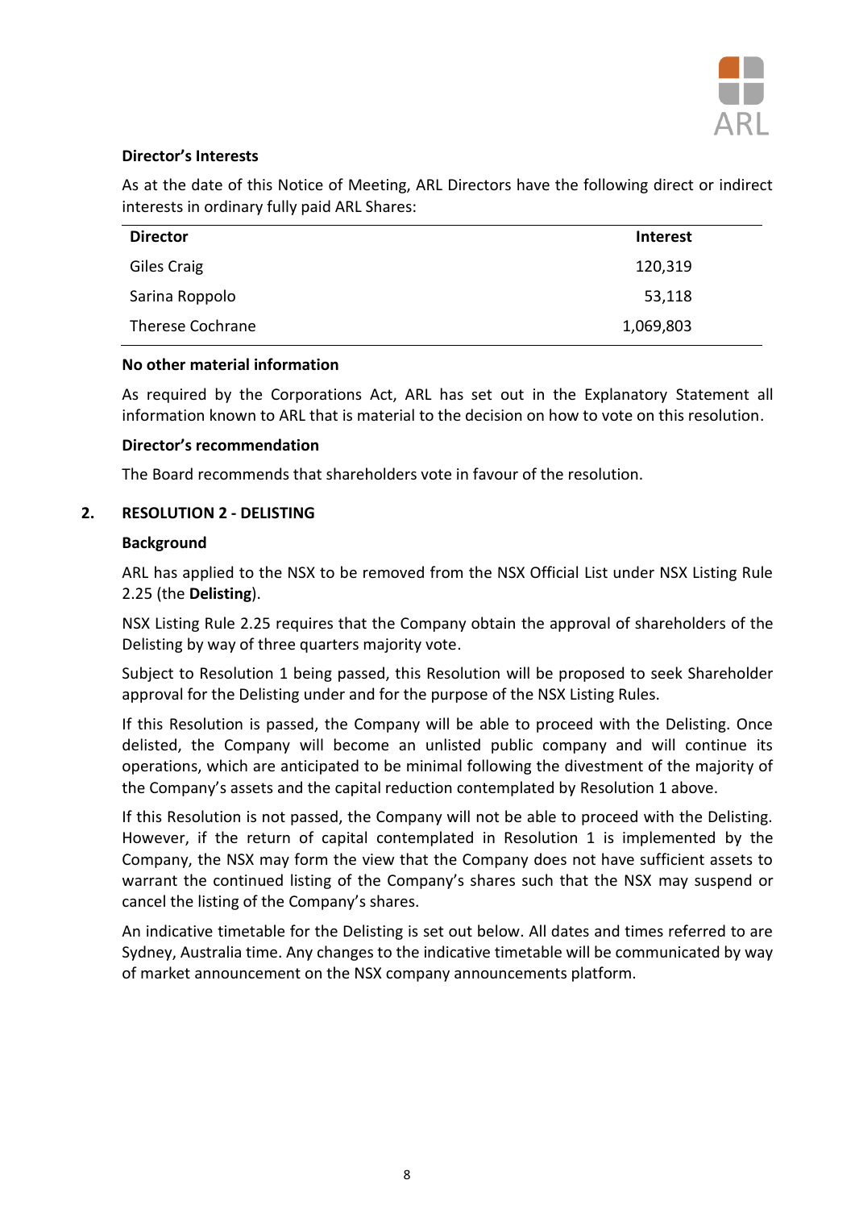**Director's Interests**

As at the date of this Notice of Meeting, ARL Directors have the following direct or indirect interests in ordinary fully paid ARL Shares:

| Director | Interest |
| --- | ---: |
| Giles Craig | 120,319 |
| Sarina Roppolo | 53,118 |
| Therese Cochrane | 1,069,803 |

**No other material information**

As required by the Corporations Act, ARL has set out in the Explanatory Statement all information known to ARL that is material to the decision on how to vote on this resolution.

**Director's recommendation**

The Board recommends that shareholders vote in favour of the resolution.

## 2. RESOLUTION 2 - DELISTING

**Background**

ARL has applied to the NSX to be removed from the NSX Official List under NSX Listing Rule 2.25 (the **Delisting**).

NSX Listing Rule 2.25 requires that the Company obtain the approval of shareholders of the Delisting by way of three quarters majority vote.

Subject to Resolution 1 being passed, this Resolution will be proposed to seek Shareholder approval for the Delisting under and for the purpose of the NSX Listing Rules.

If this Resolution is passed, the Company will be able to proceed with the Delisting. Once delisted, the Company will become an unlisted public company and will continue its operations, which are anticipated to be minimal following the divestment of the majority of the Company's assets and the capital reduction contemplated by Resolution 1 above.

If this Resolution is not passed, the Company will not be able to proceed with the Delisting. However, if the return of capital contemplated in Resolution 1 is implemented by the Company, the NSX may form the view that the Company does not have sufficient assets to warrant the continued listing of the Company's shares such that the NSX may suspend or cancel the listing of the Company's shares.

An indicative timetable for the Delisting is set out below. All dates and times referred to are Sydney, Australia time. Any changes to the indicative timetable will be communicated by way of market announcement on the NSX company announcements platform.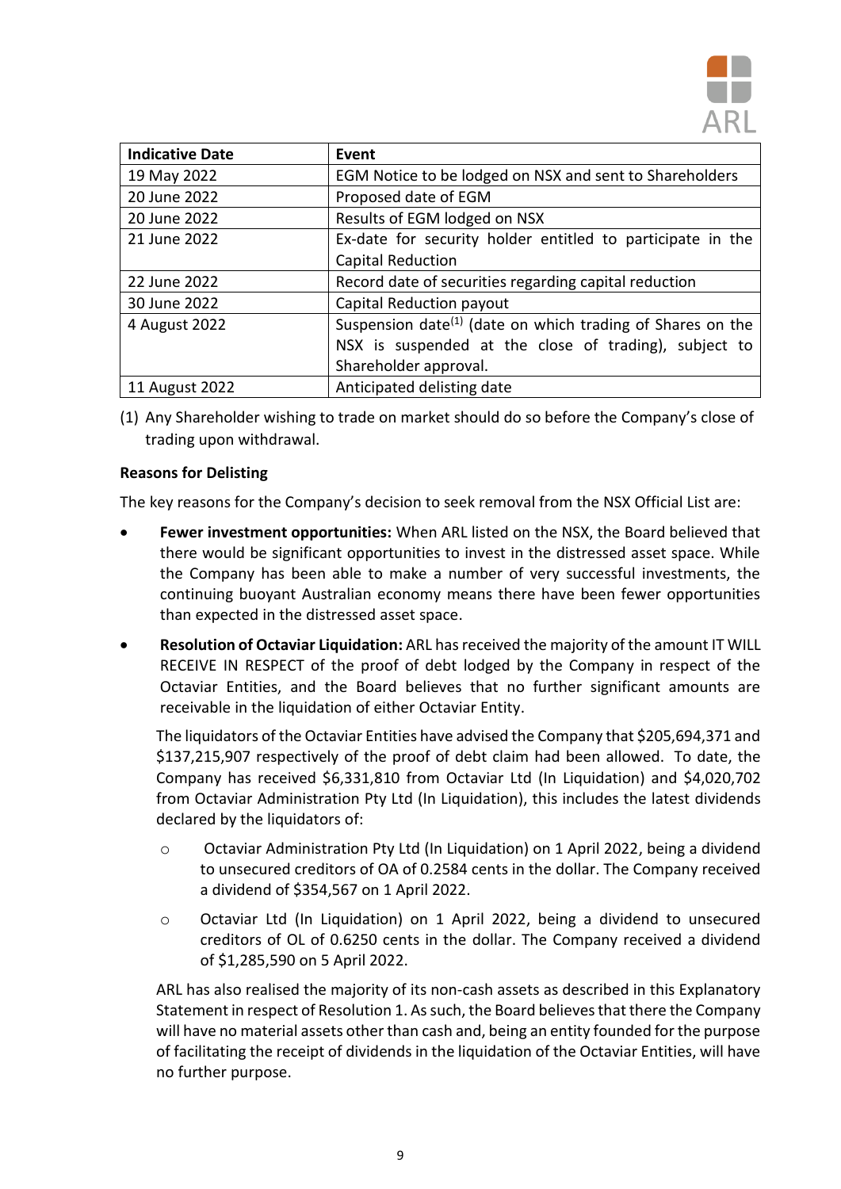| Indicative Date | Event |
| --- | --- |
| 19 May 2022 | EGM Notice to be lodged on NSX and sent to Shareholders |
| 20 June 2022 | Proposed date of EGM |
| 20 June 2022 | Results of EGM lodged on NSX |
| 21 June 2022 | Ex-date for security holder entitled to participate in the Capital Reduction |
| 22 June 2022 | Record date of securities regarding capital reduction |
| 30 June 2022 | Capital Reduction payout |
| 4 August 2022 | Suspension date[(1)] (date on which trading of Shares on the NSX is suspended at the close of trading), subject to Shareholder approval. |
| 11 August 2022 | Anticipated delisting date |

(1) Any Shareholder wishing to trade on market should do so before the Company's close of trading upon withdrawal.

**Reasons for Delisting**

The key reasons for the Company's decision to seek removal from the NSX Official List are:

- **Fewer investment opportunities:** When ARL listed on the NSX, the Board believed that there would be significant opportunities to invest in the distressed asset space. While the Company has been able to make a number of very successful investments, the continuing buoyant Australian economy means there have been fewer opportunities than expected in the distressed asset space.
- **Resolution of Octaviar Liquidation:** ARL has received the majority of the amount IT WILL RECEIVE IN RESPECT of the proof of debt lodged by the Company in respect of the Octaviar Entities, and the Board believes that no further significant amounts are receivable in the liquidation of either Octaviar Entity.

  The liquidators of the Octaviar Entities have advised the Company that \$205,694,371 and \$137,215,907 respectively of the proof of debt claim had been allowed. To date, the Company has received \$6,331,810 from Octaviar Ltd (In Liquidation) and \$4,020,702 from Octaviar Administration Pty Ltd (In Liquidation), this includes the latest dividends declared by the liquidators of:

  - Octaviar Administration Pty Ltd (In Liquidation) on 1 April 2022, being a dividend to unsecured creditors of OA of 0.2584 cents in the dollar. The Company received a dividend of \$354,567 on 1 April 2022.
  - Octaviar Ltd (In Liquidation) on 1 April 2022, being a dividend to unsecured creditors of OL of 0.6250 cents in the dollar. The Company received a dividend of \$1,285,590 on 5 April 2022.

  ARL has also realised the majority of its non-cash assets as described in this Explanatory Statement in respect of Resolution 1. As such, the Board believes that there the Company will have no material assets other than cash and, being an entity founded for the purpose of facilitating the receipt of dividends in the liquidation of the Octaviar Entities, will have no further purpose.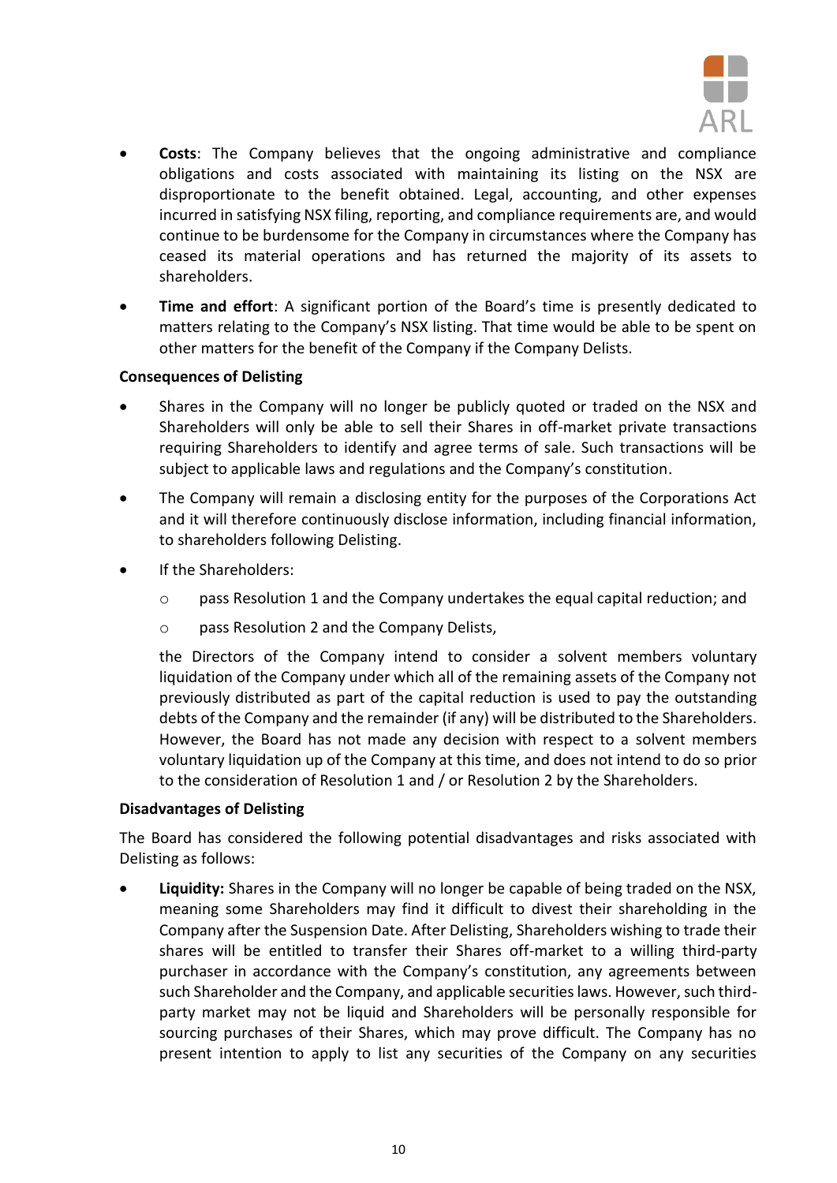- **Costs**: The Company believes that the ongoing administrative and compliance obligations and costs associated with maintaining its listing on the NSX are disproportionate to the benefit obtained. Legal, accounting, and other expenses incurred in satisfying NSX filing, reporting, and compliance requirements are, and would continue to be burdensome for the Company in circumstances where the Company has ceased its material operations and has returned the majority of its assets to shareholders.
- **Time and effort**: A significant portion of the Board's time is presently dedicated to matters relating to the Company's NSX listing. That time would be able to be spent on other matters for the benefit of the Company if the Company Delists.

**Consequences of Delisting**

- Shares in the Company will no longer be publicly quoted or traded on the NSX and Shareholders will only be able to sell their Shares in off-market private transactions requiring Shareholders to identify and agree terms of sale. Such transactions will be subject to applicable laws and regulations and the Company's constitution.
- The Company will remain a disclosing entity for the purposes of the Corporations Act and it will therefore continuously disclose information, including financial information, to shareholders following Delisting.
- If the Shareholders:
    - pass Resolution 1 and the Company undertakes the equal capital reduction; and
    - pass Resolution 2 and the Company Delists,

  the Directors of the Company intend to consider a solvent members voluntary liquidation of the Company under which all of the remaining assets of the Company not previously distributed as part of the capital reduction is used to pay the outstanding debts of the Company and the remainder (if any) will be distributed to the Shareholders. However, the Board has not made any decision with respect to a solvent members voluntary liquidation up of the Company at this time, and does not intend to do so prior to the consideration of Resolution 1 and / or Resolution 2 by the Shareholders.

**Disadvantages of Delisting**

The Board has considered the following potential disadvantages and risks associated with Delisting as follows:

- **Liquidity:** Shares in the Company will no longer be capable of being traded on the NSX, meaning some Shareholders may find it difficult to divest their shareholding in the Company after the Suspension Date. After Delisting, Shareholders wishing to trade their shares will be entitled to transfer their Shares off-market to a willing third-party purchaser in accordance with the Company's constitution, any agreements between such Shareholder and the Company, and applicable securities laws. However, such third-party market may not be liquid and Shareholders will be personally responsible for sourcing purchases of their Shares, which may prove difficult. The Company has no present intention to apply to list any securities of the Company on any securities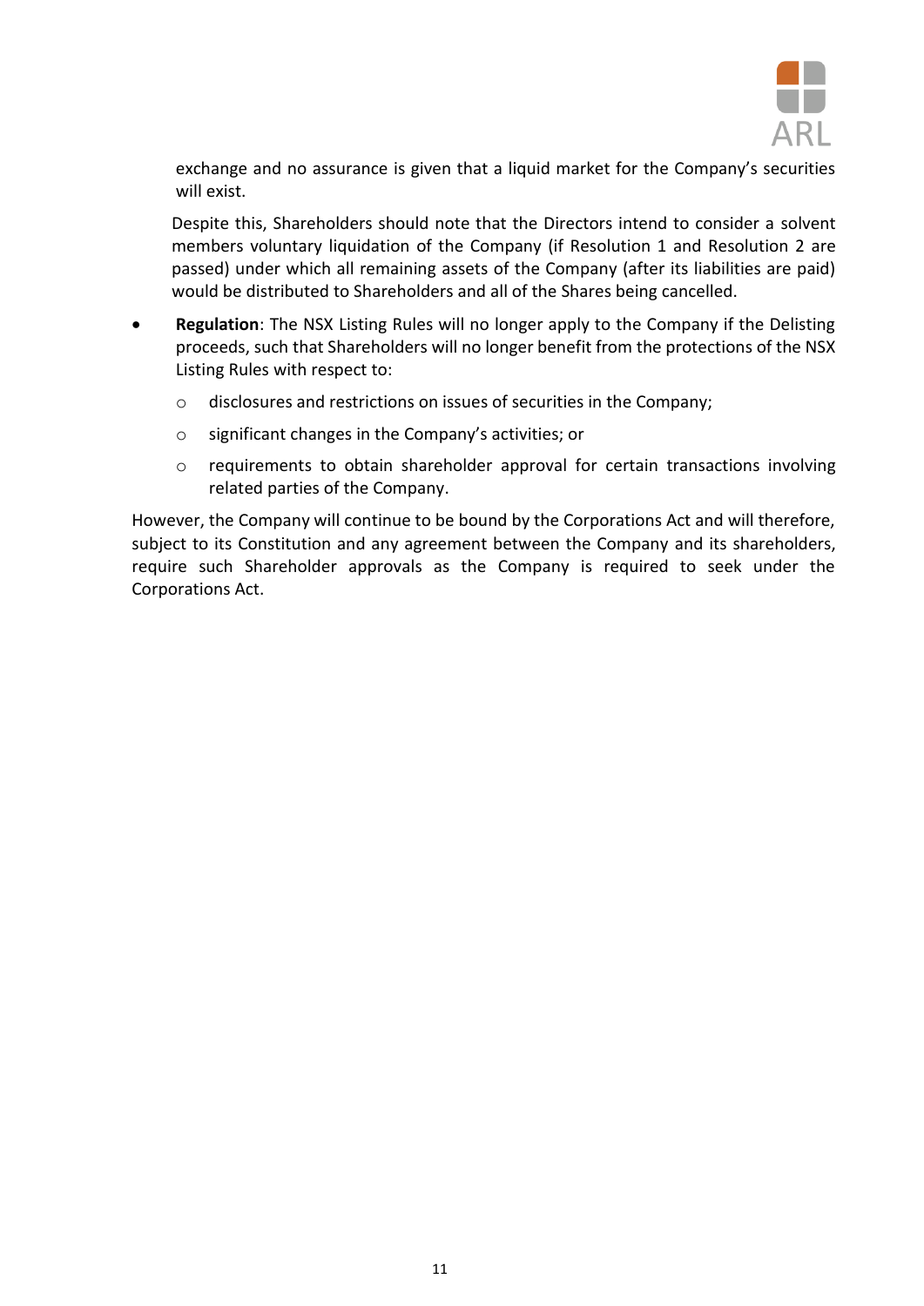exchange and no assurance is given that a liquid market for the Company's securities will exist.

Despite this, Shareholders should note that the Directors intend to consider a solvent members voluntary liquidation of the Company (if Resolution 1 and Resolution 2 are passed) under which all remaining assets of the Company (after its liabilities are paid) would be distributed to Shareholders and all of the Shares being cancelled.

- **Regulation**: The NSX Listing Rules will no longer apply to the Company if the Delisting proceeds, such that Shareholders will no longer benefit from the protections of the NSX Listing Rules with respect to:
  - disclosures and restrictions on issues of securities in the Company;
  - significant changes in the Company's activities; or
  - requirements to obtain shareholder approval for certain transactions involving related parties of the Company.

However, the Company will continue to be bound by the Corporations Act and will therefore, subject to its Constitution and any agreement between the Company and its shareholders, require such Shareholder approvals as the Company is required to seek under the Corporations Act.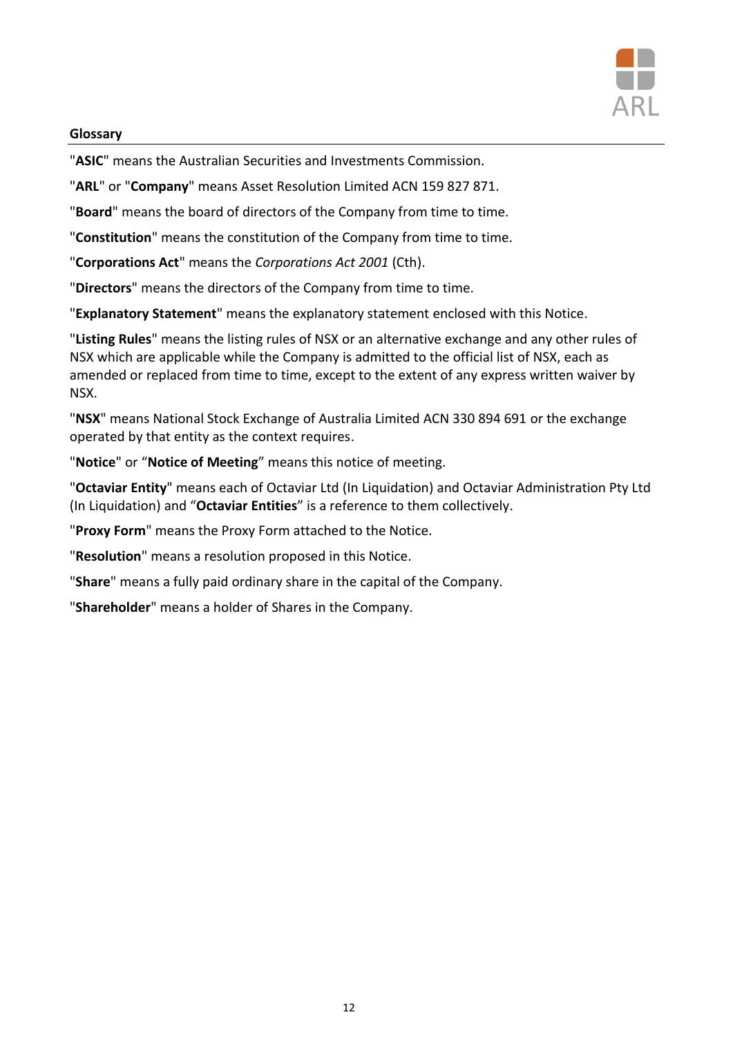**Glossary**

"**ASIC**" means the Australian Securities and Investments Commission.

"**ARL**" or "**Company**" means Asset Resolution Limited ACN 159 827 871.

"**Board**" means the board of directors of the Company from time to time.

"**Constitution**" means the constitution of the Company from time to time.

"**Corporations Act**" means the *Corporations Act 2001* (Cth).

"**Directors**" means the directors of the Company from time to time.

"**Explanatory Statement**" means the explanatory statement enclosed with this Notice.

"**Listing Rules**" means the listing rules of NSX or an alternative exchange and any other rules of NSX which are applicable while the Company is admitted to the official list of NSX, each as amended or replaced from time to time, except to the extent of any express written waiver by NSX.

"**NSX**" means National Stock Exchange of Australia Limited ACN 330 894 691 or the exchange operated by that entity as the context requires.

"**Notice**" or "**Notice of Meeting**" means this notice of meeting.

"**Octaviar Entity**" means each of Octaviar Ltd (In Liquidation) and Octaviar Administration Pty Ltd (In Liquidation) and "**Octaviar Entities**" is a reference to them collectively.

"**Proxy Form**" means the Proxy Form attached to the Notice.

"**Resolution**" means a resolution proposed in this Notice.

"**Share**" means a fully paid ordinary share in the capital of the Company.

"**Shareholder**" means a holder of Shares in the Company.